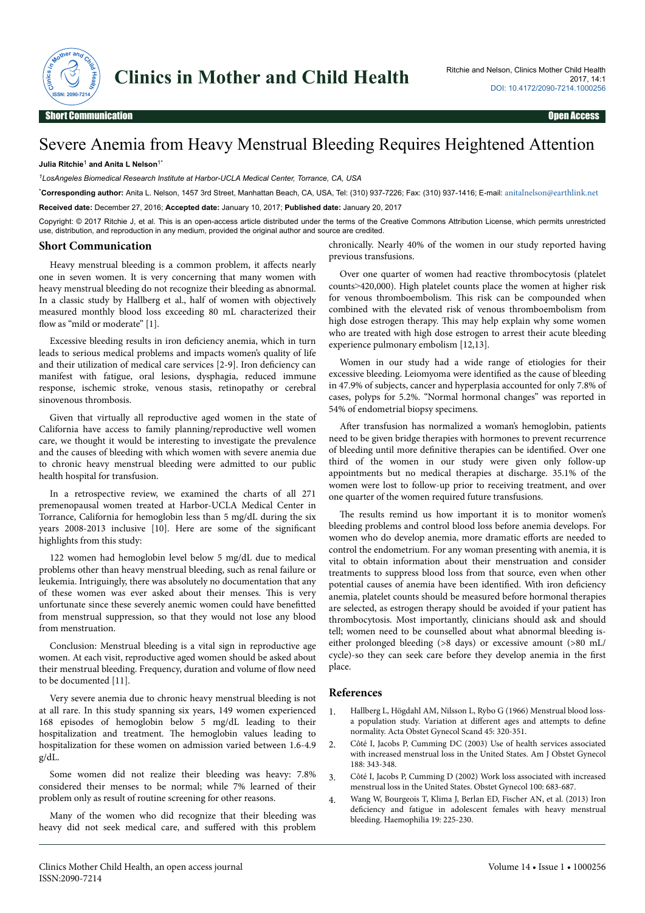# Severe Anemia from Heavy Menstrual Bleeding Requires Heightened Attention

**Julia Ritchie**[1] **and Anita L Nelson**[1*]

[1]*LosAngeles Biomedical Research Institute at Harbor-UCLA Medical Center, Torrance, CA, USA*

***Corresponding author:** Anita L. Nelson, 1457 3rd Street, Manhattan Beach, CA, USA, Tel: (310) 937-7226; Fax: (310) 937-1416; E-mail: anitalnelson@earthlink.net

**Received date:** December 27, 2016; **Accepted date:** January 10, 2017; **Published date:** January 20, 2017

Copyright: © 2017 Ritchie J, et al. This is an open-access article distributed under the terms of the Creative Commons Attribution License, which permits unrestricted use, distribution, and reproduction in any medium, provided the original author and source are credited.

## Short Communication

Heavy menstrual bleeding is a common problem, it affects nearly one in seven women. It is very concerning that many women with heavy menstrual bleeding do not recognize their bleeding as abnormal. In a classic study by Hallberg et al., half of women with objectively measured monthly blood loss exceeding 80 mL characterized their flow as "mild or moderate" [1].

Excessive bleeding results in iron deficiency anemia, which in turn leads to serious medical problems and impacts women's quality of life and their utilization of medical care services [2-9]. Iron deficiency can manifest with fatigue, oral lesions, dysphagia, reduced immune response, ischemic stroke, venous stasis, retinopathy or cerebral sinovenous thrombosis.

Given that virtually all reproductive aged women in the state of California have access to family planning/reproductive well women care, we thought it would be interesting to investigate the prevalence and the causes of bleeding with which women with severe anemia due to chronic heavy menstrual bleeding were admitted to our public health hospital for transfusion.

In a retrospective review, we examined the charts of all 271 premenopausal women treated at Harbor-UCLA Medical Center in Torrance, California for hemoglobin less than 5 mg/dL during the six years 2008-2013 inclusive [10]. Here are some of the significant highlights from this study:

122 women had hemoglobin level below 5 mg/dL due to medical problems other than heavy menstrual bleeding, such as renal failure or leukemia. Intriguingly, there was absolutely no documentation that any of these women was ever asked about their menses. This is very unfortunate since these severely anemic women could have benefitted from menstrual suppression, so that they would not lose any blood from menstruation.

Conclusion: Menstrual bleeding is a vital sign in reproductive age women. At each visit, reproductive aged women should be asked about their menstrual bleeding. Frequency, duration and volume of flow need to be documented [11].

Very severe anemia due to chronic heavy menstrual bleeding is not at all rare. In this study spanning six years, 149 women experienced 168 episodes of hemoglobin below 5 mg/dL leading to their hospitalization and treatment. The hemoglobin values leading to hospitalization for these women on admission varied between 1.6-4.9 g/dL.

Some women did not realize their bleeding was heavy: 7.8% considered their menses to be normal; while 7% learned of their problem only as result of routine screening for other reasons.

Many of the women who did recognize that their bleeding was heavy did not seek medical care, and suffered with this problem chronically. Nearly 40% of the women in our study reported having previous transfusions.

Over one quarter of women had reactive thrombocytosis (platelet counts>420,000). High platelet counts place the women at higher risk for venous thromboembolism. This risk can be compounded when combined with the elevated risk of venous thromboembolism from high dose estrogen therapy. This may help explain why some women who are treated with high dose estrogen to arrest their acute bleeding experience pulmonary embolism [12,13].

Women in our study had a wide range of etiologies for their excessive bleeding. Leiomyoma were identified as the cause of bleeding in 47.9% of subjects, cancer and hyperplasia accounted for only 7.8% of cases, polyps for 5.2%. "Normal hormonal changes" was reported in 54% of endometrial biopsy specimens.

After transfusion has normalized a woman's hemoglobin, patients need to be given bridge therapies with hormones to prevent recurrence of bleeding until more definitive therapies can be identified. Over one third of the women in our study were given only follow-up appointments but no medical therapies at discharge. 35.1% of the women were lost to follow-up prior to receiving treatment, and over one quarter of the women required future transfusions.

The results remind us how important it is to monitor women's bleeding problems and control blood loss before anemia develops. For women who do develop anemia, more dramatic efforts are needed to control the endometrium. For any woman presenting with anemia, it is vital to obtain information about their menstruation and consider treatments to suppress blood loss from that source, even when other potential causes of anemia have been identified. With iron deficiency anemia, platelet counts should be measured before hormonal therapies are selected, as estrogen therapy should be avoided if your patient has thrombocytosis. Most importantly, clinicians should ask and should tell; women need to be counselled about what abnormal bleeding is-either prolonged bleeding (>8 days) or excessive amount (>80 mL/cycle)-so they can seek care before they develop anemia in the first place.

## References

1. Hallberg L, Högdahl AM, Nilsson L, Rybo G (1966) Menstrual blood loss-a population study. Variation at different ages and attempts to define normality. Acta Obstet Gynecol Scand 45: 320-351.
2. Côté I, Jacobs P, Cumming DC (2003) Use of health services associated with increased menstrual loss in the United States. Am J Obstet Gynecol 188: 343-348.
3. Côté I, Jacobs P, Cumming D (2002) Work loss associated with increased menstrual loss in the United States. Obstet Gynecol 100: 683-687.
4. Wang W, Bourgeois T, Klima J, Berlan ED, Fischer AN, et al. (2013) Iron deficiency and fatigue in adolescent females with heavy menstrual bleeding. Haemophilia 19: 225-230.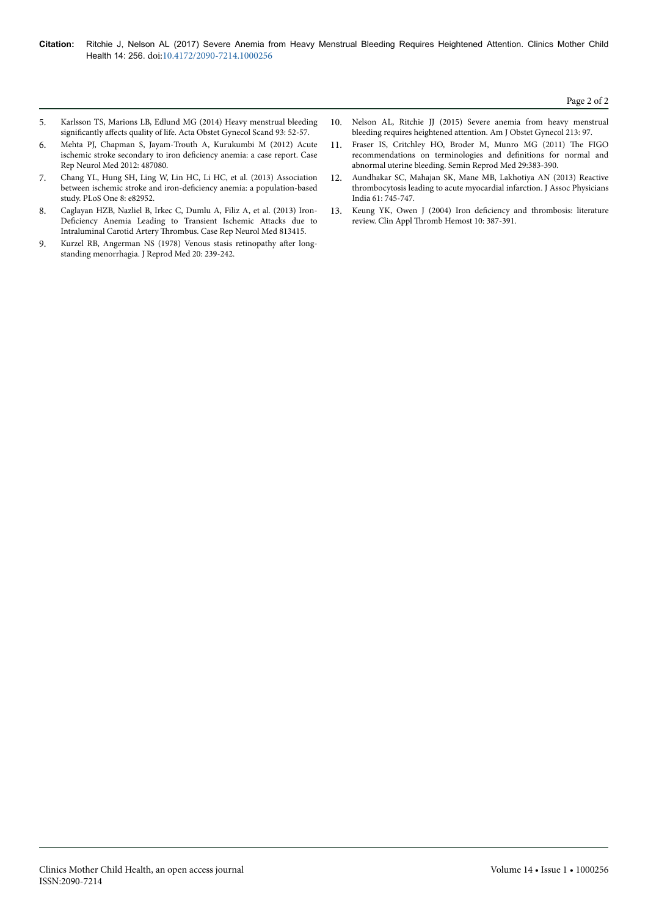5. Karlsson TS, Marions LB, Edlund MG (2014) Heavy menstrual bleeding significantly affects quality of life. Acta Obstet Gynecol Scand 93: 52-57.
6. Mehta PJ, Chapman S, Jayam-Trouth A, Kurukumbi M (2012) Acute ischemic stroke secondary to iron deficiency anemia: a case report. Case Rep Neurol Med 2012: 487080.
7. Chang YL, Hung SH, Ling W, Lin HC, Li HC, et al. (2013) Association between ischemic stroke and iron-deficiency anemia: a population-based study. PLoS One 8: e82952.
8. Caglayan HZB, Nazliel B, Irkec C, Dumlu A, Filiz A, et al. (2013) Iron-Deficiency Anemia Leading to Transient Ischemic Attacks due to Intraluminal Carotid Artery Thrombus. Case Rep Neurol Med 813415.
9. Kurzel RB, Angerman NS (1978) Venous stasis retinopathy after long-standing menorrhagia. J Reprod Med 20: 239-242.
10. Nelson AL, Ritchie JJ (2015) Severe anemia from heavy menstrual bleeding requires heightened attention. Am J Obstet Gynecol 213: 97.
11. Fraser IS, Critchley HO, Broder M, Munro MG (2011) The FIGO recommendations on terminologies and definitions for normal and abnormal uterine bleeding. Semin Reprod Med 29:383-390.
12. Aundhakar SC, Mahajan SK, Mane MB, Lakhotiya AN (2013) Reactive thrombocytosis leading to acute myocardial infarction. J Assoc Physicians India 61: 745-747.
13. Keung YK, Owen J (2004) Iron deficiency and thrombosis: literature review. Clin Appl Thromb Hemost 10: 387-391.